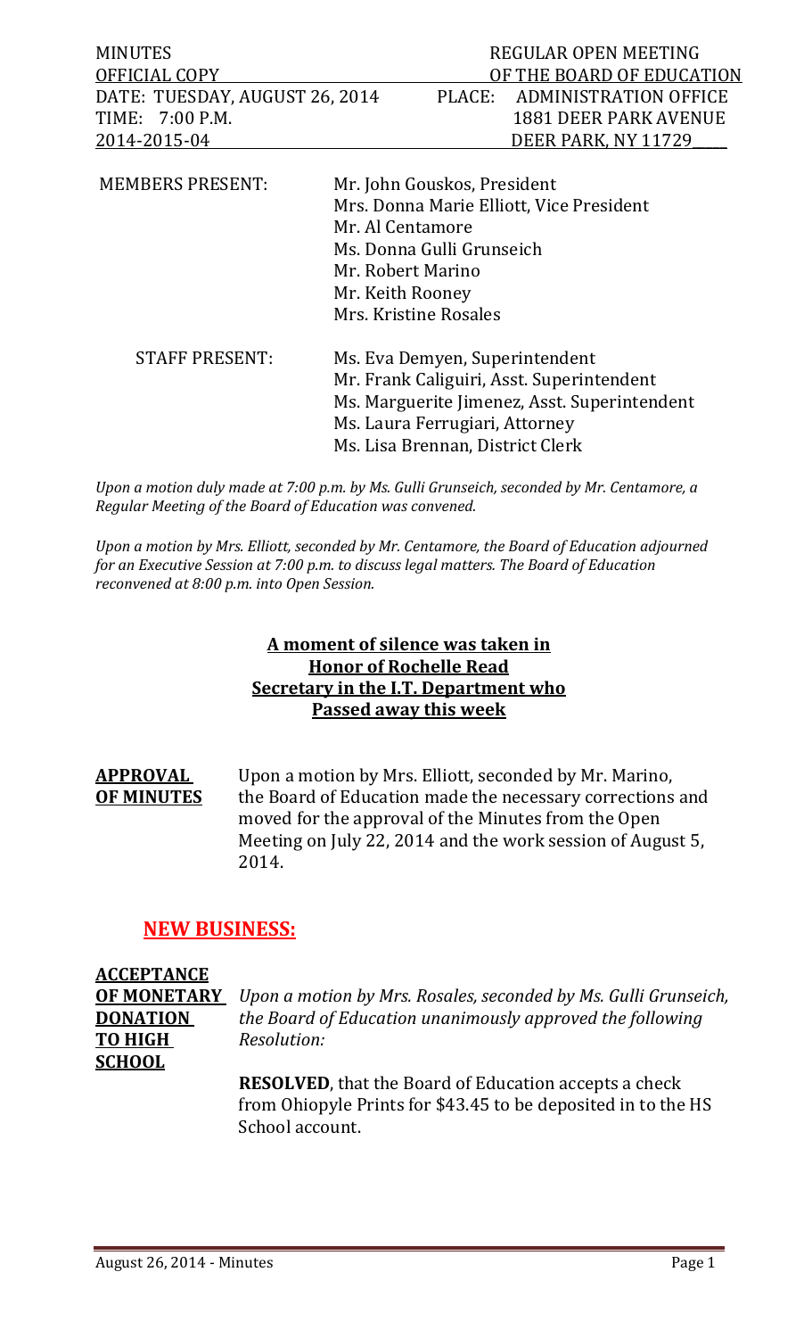| MINUTES | REGULAR OPEN MEETING |
| --- | --- |
| OFFICIAL COPY | OF THE BOARD OF EDUCATION |
| DATE: TUESDAY, AUGUST 26, 2014 | PLACE: ADMINISTRATION OFFICE |
| TIME: 7:00 P.M. | 1881 DEER PARK AVENUE |
| 2014-2015-04 | DEER PARK, NY 11729 |

MEMBERS PRESENT:
- Mr. John Gouskos, President
- Mrs. Donna Marie Elliott, Vice President
- Mr. Al Centamore
- Ms. Donna Gulli Grunseich
- Mr. Robert Marino
- Mr. Keith Rooney
- Mrs. Kristine Rosales

STAFF PRESENT:
- Ms. Eva Demyen, Superintendent
- Mr. Frank Caliguiri, Asst. Superintendent
- Ms. Marguerite Jimenez, Asst. Superintendent
- Ms. Laura Ferrugiari, Attorney
- Ms. Lisa Brennan, District Clerk

*Upon a motion duly made at 7:00 p.m. by Ms. Gulli Grunseich, seconded by Mr. Centamore, a Regular Meeting of the Board of Education was convened.*

*Upon a motion by Mrs. Elliott, seconded by Mr. Centamore, the Board of Education adjourned for an Executive Session at 7:00 p.m. to discuss legal matters. The Board of Education reconvened at 8:00 p.m. into Open Session.*

**A moment of silence was taken in Honor of Rochelle Read Secretary in the I.T. Department who Passed away this week**

**APPROVAL OF MINUTES** Upon a motion by Mrs. Elliott, seconded by Mr. Marino, the Board of Education made the necessary corrections and moved for the approval of the Minutes from the Open Meeting on July 22, 2014 and the work session of August 5, 2014.

## NEW BUSINESS:

**ACCEPTANCE OF MONETARY DONATION TO HIGH SCHOOL**

*Upon a motion by Mrs. Rosales, seconded by Ms. Gulli Grunseich, the Board of Education unanimously approved the following Resolution:*

**RESOLVED**, that the Board of Education accepts a check from Ohiopyle Prints for $43.45 to be deposited in to the HS School account.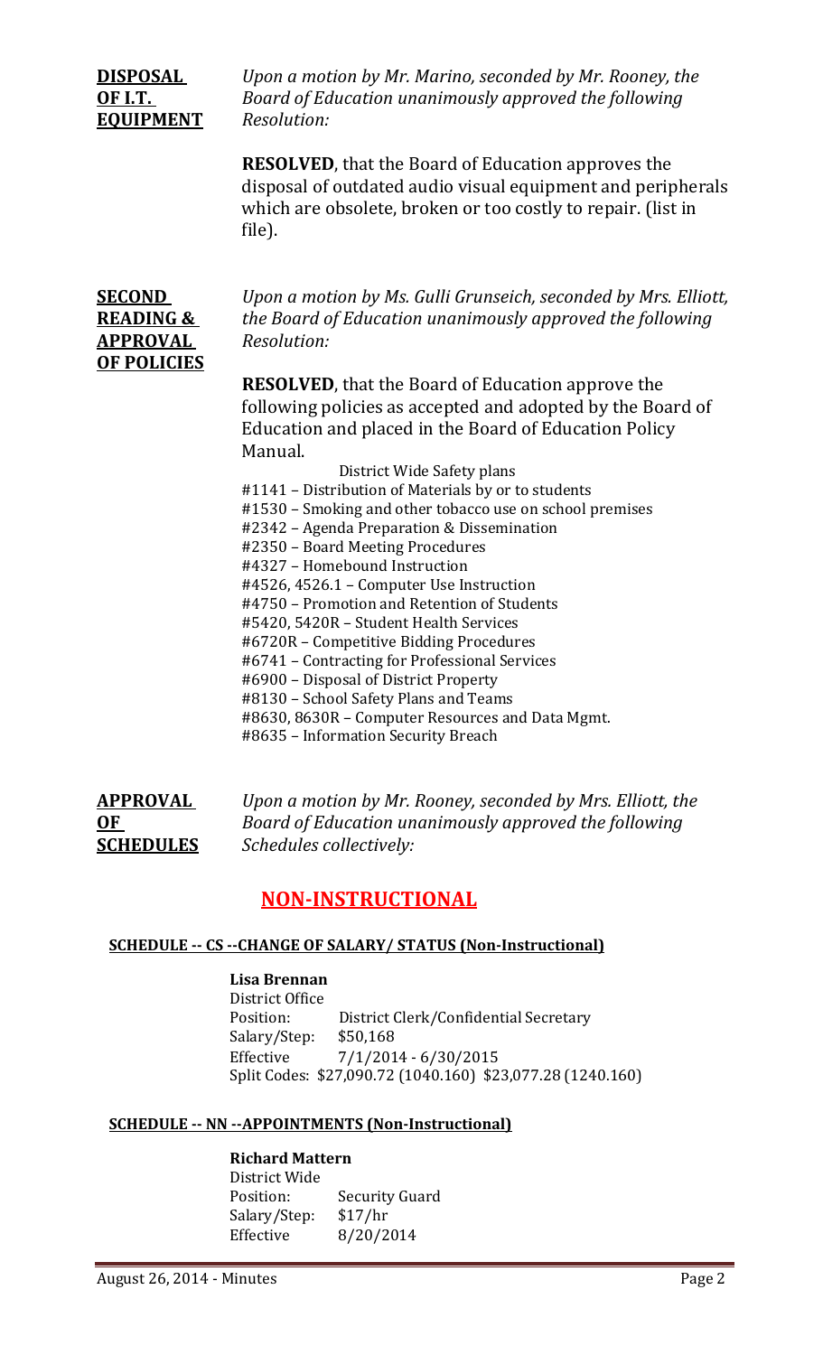**DISPOSAL OF I.T. EQUIPMENT**

*Upon a motion by Mr. Marino, seconded by Mr. Rooney, the Board of Education unanimously approved the following Resolution:*

**RESOLVED**, that the Board of Education approves the disposal of outdated audio visual equipment and peripherals which are obsolete, broken or too costly to repair. (list in file).

**SECOND READING & APPROVAL OF POLICIES**

*Upon a motion by Ms. Gulli Grunseich, seconded by Mrs. Elliott, the Board of Education unanimously approved the following Resolution:*

**RESOLVED**, that the Board of Education approve the following policies as accepted and adopted by the Board of Education and placed in the Board of Education Policy Manual.

District Wide Safety plans
#1141 – Distribution of Materials by or to students
#1530 – Smoking and other tobacco use on school premises
#2342 – Agenda Preparation & Dissemination
#2350 – Board Meeting Procedures
#4327 – Homebound Instruction
#4526, 4526.1 – Computer Use Instruction
#4750 – Promotion and Retention of Students
#5420, 5420R – Student Health Services
#6720R – Competitive Bidding Procedures
#6741 – Contracting for Professional Services
#6900 – Disposal of District Property
#8130 – School Safety Plans and Teams
#8630, 8630R – Computer Resources and Data Mgmt.
#8635 – Information Security Breach

**APPROVAL OF SCHEDULES**

*Upon a motion by Mr. Rooney, seconded by Mrs. Elliott, the Board of Education unanimously approved the following Schedules collectively:*

## NON-INSTRUCTIONAL

### SCHEDULE -- CS --CHANGE OF SALARY/ STATUS (Non-Instructional)

**Lisa Brennan**
District Office
Position: District Clerk/Confidential Secretary
Salary/Step: $50,168
Effective 7/1/2014 - 6/30/2015
Split Codes: $27,090.72 (1040.160) $23,077.28 (1240.160)

### SCHEDULE -- NN --APPOINTMENTS (Non-Instructional)

**Richard Mattern**
District Wide
Position: Security Guard
Salary/Step: $17/hr
Effective 8/20/2014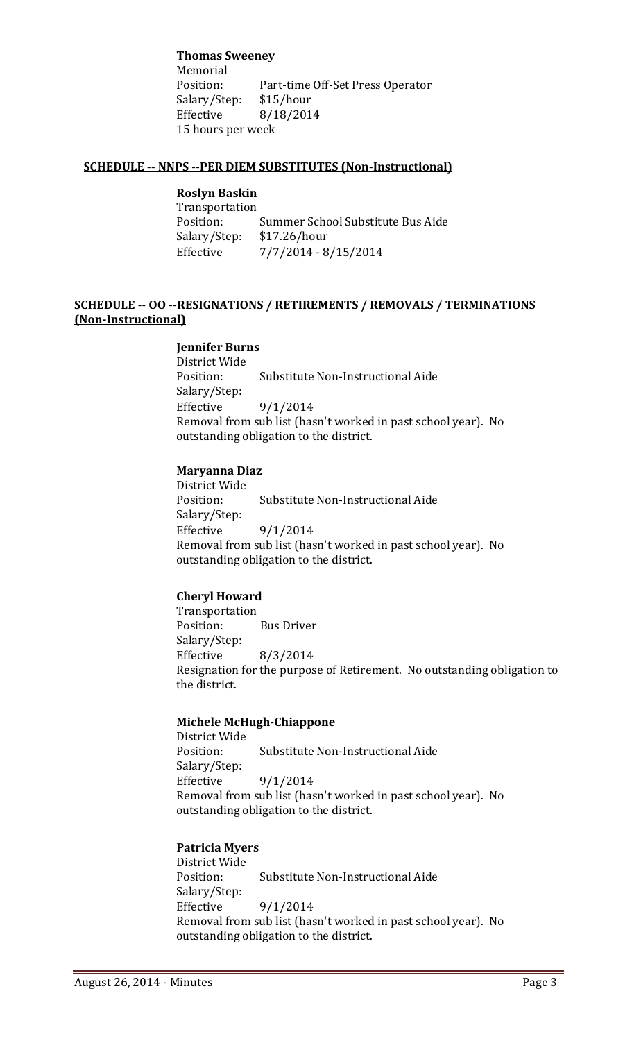**Thomas Sweeney**
Memorial
Position: Part-time Off-Set Press Operator
Salary/Step: $15/hour
Effective 8/18/2014
15 hours per week

**SCHEDULE -- NNPS --PER DIEM SUBSTITUTES (Non-Instructional)**

**Roslyn Baskin**
Transportation
Position: Summer School Substitute Bus Aide
Salary/Step: $17.26/hour
Effective 7/7/2014 - 8/15/2014

**SCHEDULE -- OO --RESIGNATIONS / RETIREMENTS / REMOVALS / TERMINATIONS (Non-Instructional)**

**Jennifer Burns**
District Wide
Position: Substitute Non-Instructional Aide
Salary/Step:
Effective 9/1/2014
Removal from sub list (hasn't worked in past school year). No outstanding obligation to the district.

**Maryanna Diaz**
District Wide
Position: Substitute Non-Instructional Aide
Salary/Step:
Effective 9/1/2014
Removal from sub list (hasn't worked in past school year). No outstanding obligation to the district.

**Cheryl Howard**
Transportation
Position: Bus Driver
Salary/Step:
Effective 8/3/2014
Resignation for the purpose of Retirement. No outstanding obligation to the district.

**Michele McHugh-Chiappone**
District Wide
Position: Substitute Non-Instructional Aide
Salary/Step:
Effective 9/1/2014
Removal from sub list (hasn't worked in past school year). No outstanding obligation to the district.

**Patricia Myers**
District Wide
Position: Substitute Non-Instructional Aide
Salary/Step:
Effective 9/1/2014
Removal from sub list (hasn't worked in past school year). No outstanding obligation to the district.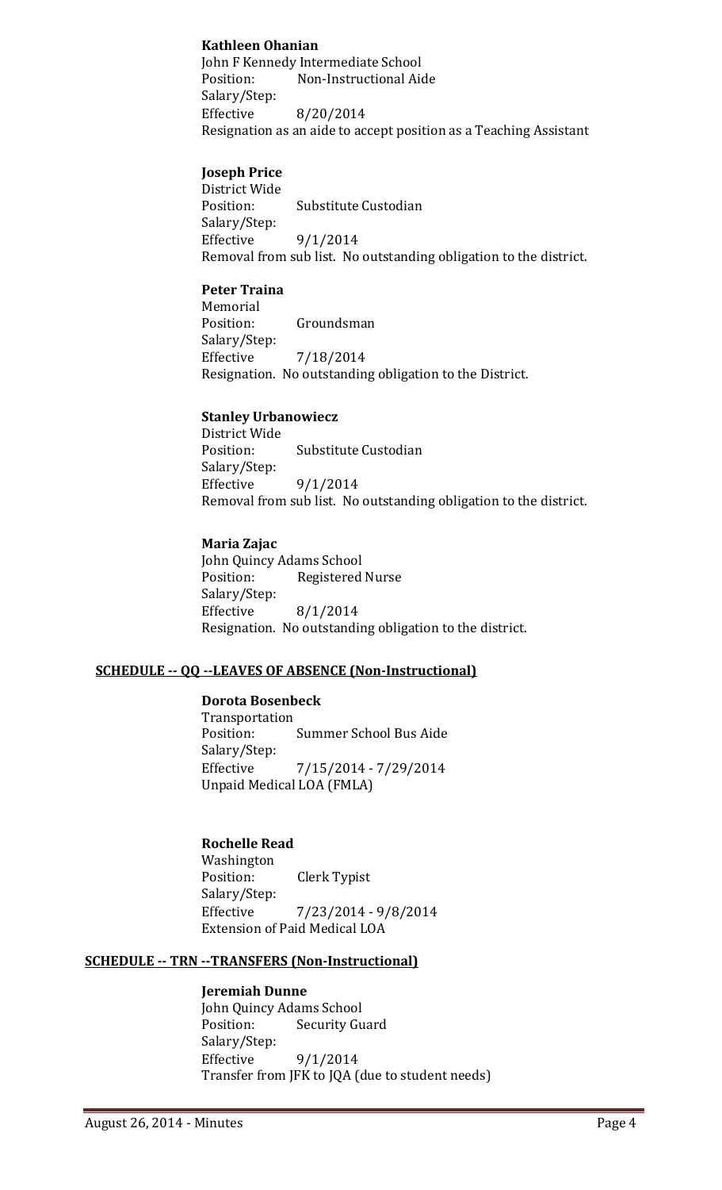**Kathleen Ohanian**
John F Kennedy Intermediate School
Position: Non-Instructional Aide
Salary/Step:
Effective 8/20/2014
Resignation as an aide to accept position as a Teaching Assistant

**Joseph Price**
District Wide
Position: Substitute Custodian
Salary/Step:
Effective 9/1/2014
Removal from sub list. No outstanding obligation to the district.

**Peter Traina**
Memorial
Position: Groundsman
Salary/Step:
Effective 7/18/2014
Resignation. No outstanding obligation to the District.

**Stanley Urbanowiecz**
District Wide
Position: Substitute Custodian
Salary/Step:
Effective 9/1/2014
Removal from sub list. No outstanding obligation to the district.

**Maria Zajac**
John Quincy Adams School
Position: Registered Nurse
Salary/Step:
Effective 8/1/2014
Resignation. No outstanding obligation to the district.

**SCHEDULE -- QQ --LEAVES OF ABSENCE (Non-Instructional)**

**Dorota Bosenbeck**
Transportation
Position: Summer School Bus Aide
Salary/Step:
Effective 7/15/2014 - 7/29/2014
Unpaid Medical LOA (FMLA)

**Rochelle Read**
Washington
Position: Clerk Typist
Salary/Step:
Effective 7/23/2014 - 9/8/2014
Extension of Paid Medical LOA

**SCHEDULE -- TRN --TRANSFERS (Non-Instructional)**

**Jeremiah Dunne**
John Quincy Adams School
Position: Security Guard
Salary/Step:
Effective 9/1/2014
Transfer from JFK to JQA (due to student needs)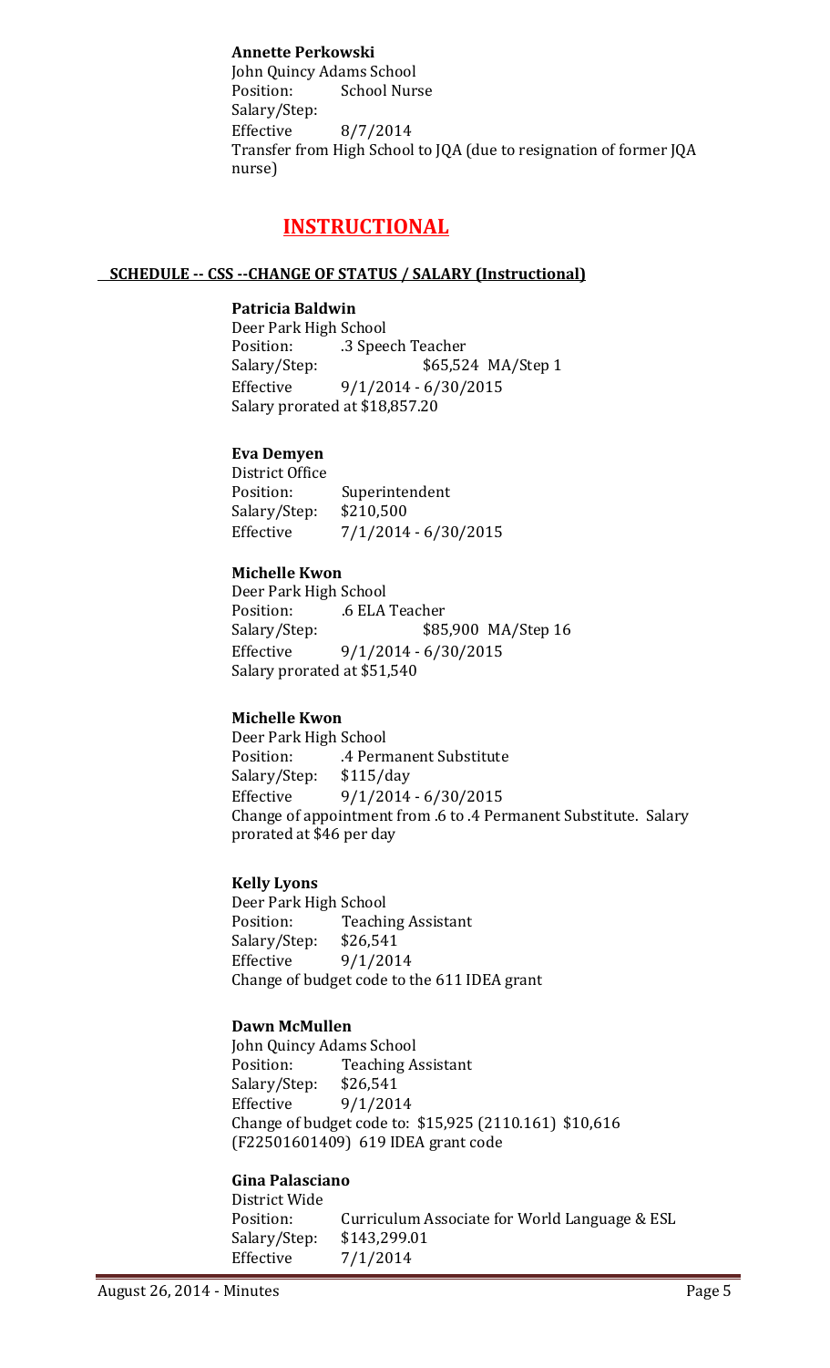**Annette Perkowski**
John Quincy Adams School
Position: School Nurse
Salary/Step:
Effective 8/7/2014
Transfer from High School to JQA (due to resignation of former JQA nurse)

## INSTRUCTIONAL

### SCHEDULE -- CSS --CHANGE OF STATUS / SALARY (Instructional)

**Patricia Baldwin**
Deer Park High School
Position: .3 Speech Teacher
Salary/Step: $65,524 MA/Step 1
Effective 9/1/2014 - 6/30/2015
Salary prorated at $18,857.20

**Eva Demyen**
District Office
Position: Superintendent
Salary/Step: $210,500
Effective 7/1/2014 - 6/30/2015

**Michelle Kwon**
Deer Park High School
Position: .6 ELA Teacher
Salary/Step: $85,900 MA/Step 16
Effective 9/1/2014 - 6/30/2015
Salary prorated at $51,540

**Michelle Kwon**
Deer Park High School
Position: .4 Permanent Substitute
Salary/Step: $115/day
Effective 9/1/2014 - 6/30/2015
Change of appointment from .6 to .4 Permanent Substitute. Salary prorated at $46 per day

**Kelly Lyons**
Deer Park High School
Position: Teaching Assistant
Salary/Step: $26,541
Effective 9/1/2014
Change of budget code to the 611 IDEA grant

**Dawn McMullen**
John Quincy Adams School
Position: Teaching Assistant
Salary/Step: $26,541
Effective 9/1/2014
Change of budget code to: $15,925 (2110.161) $10,616 (F22501601409) 619 IDEA grant code

**Gina Palasciano**
District Wide
Position: Curriculum Associate for World Language & ESL
Salary/Step: $143,299.01
Effective 7/1/2014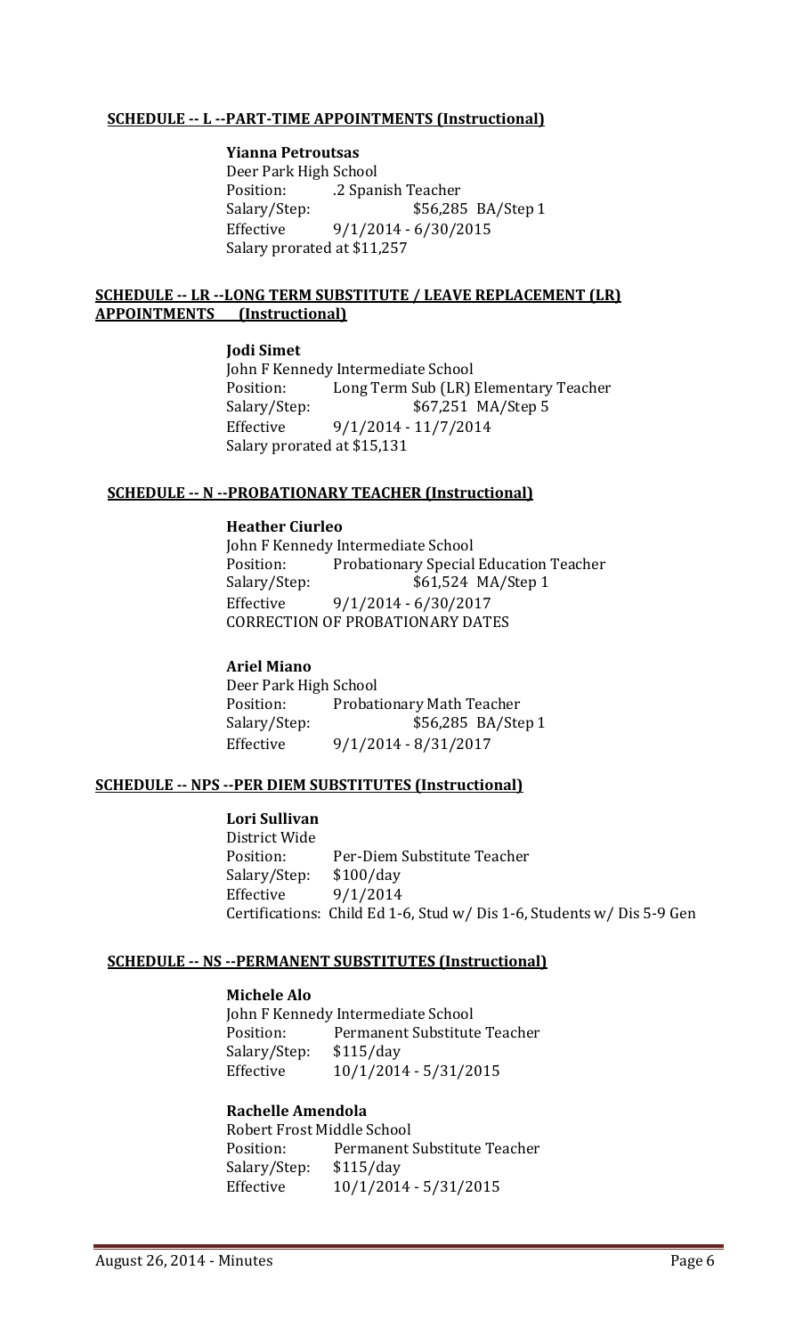## SCHEDULE -- L --PART-TIME APPOINTMENTS (Instructional)

**Yianna Petroutsas**
Deer Park High School
Position: .2 Spanish Teacher
Salary/Step: $56,285 BA/Step 1
Effective 9/1/2014 - 6/30/2015
Salary prorated at $11,257

## SCHEDULE -- LR --LONG TERM SUBSTITUTE / LEAVE REPLACEMENT (LR) APPOINTMENTS (Instructional)

**Jodi Simet**
John F Kennedy Intermediate School
Position: Long Term Sub (LR) Elementary Teacher
Salary/Step: $67,251 MA/Step 5
Effective 9/1/2014 - 11/7/2014
Salary prorated at $15,131

## SCHEDULE -- N --PROBATIONARY TEACHER (Instructional)

**Heather Ciurleo**
John F Kennedy Intermediate School
Position: Probationary Special Education Teacher
Salary/Step: $61,524 MA/Step 1
Effective 9/1/2014 - 6/30/2017
CORRECTION OF PROBATIONARY DATES

**Ariel Miano**
Deer Park High School
Position: Probationary Math Teacher
Salary/Step: $56,285 BA/Step 1
Effective 9/1/2014 - 8/31/2017

## SCHEDULE -- NPS --PER DIEM SUBSTITUTES (Instructional)

**Lori Sullivan**
District Wide
Position: Per-Diem Substitute Teacher
Salary/Step: $100/day
Effective 9/1/2014
Certifications: Child Ed 1-6, Stud w/ Dis 1-6, Students w/ Dis 5-9 Gen

## SCHEDULE -- NS --PERMANENT SUBSTITUTES (Instructional)

**Michele Alo**
John F Kennedy Intermediate School
Position: Permanent Substitute Teacher
Salary/Step: $115/day
Effective 10/1/2014 - 5/31/2015

**Rachelle Amendola**
Robert Frost Middle School
Position: Permanent Substitute Teacher
Salary/Step: $115/day
Effective 10/1/2014 - 5/31/2015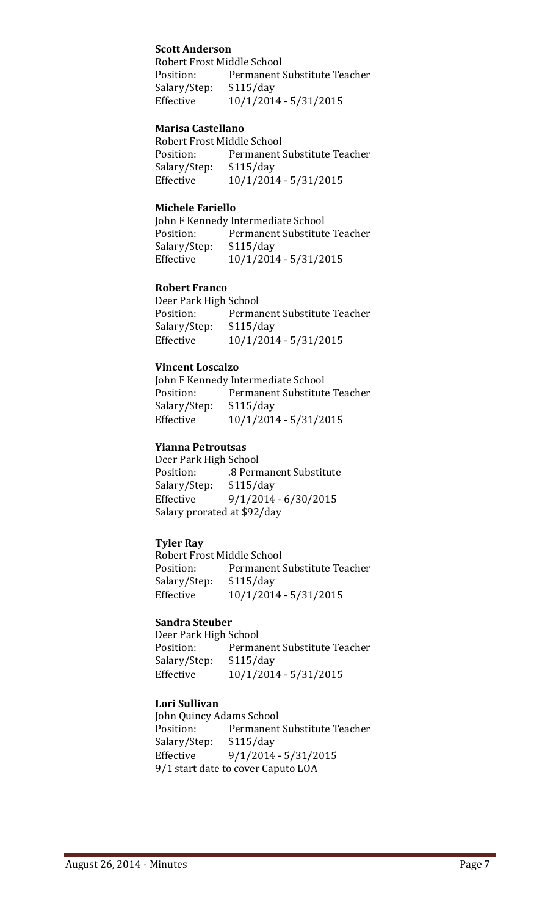**Scott Anderson**
Robert Frost Middle School
Position: Permanent Substitute Teacher
Salary/Step: $115/day
Effective 10/1/2014 - 5/31/2015

**Marisa Castellano**
Robert Frost Middle School
Position: Permanent Substitute Teacher
Salary/Step: $115/day
Effective 10/1/2014 - 5/31/2015

**Michele Fariello**
John F Kennedy Intermediate School
Position: Permanent Substitute Teacher
Salary/Step: $115/day
Effective 10/1/2014 - 5/31/2015

**Robert Franco**
Deer Park High School
Position: Permanent Substitute Teacher
Salary/Step: $115/day
Effective 10/1/2014 - 5/31/2015

**Vincent Loscalzo**
John F Kennedy Intermediate School
Position: Permanent Substitute Teacher
Salary/Step: $115/day
Effective 10/1/2014 - 5/31/2015

**Yianna Petroutsas**
Deer Park High School
Position: .8 Permanent Substitute
Salary/Step: $115/day
Effective 9/1/2014 - 6/30/2015
Salary prorated at $92/day

**Tyler Ray**
Robert Frost Middle School
Position: Permanent Substitute Teacher
Salary/Step: $115/day
Effective 10/1/2014 - 5/31/2015

**Sandra Steuber**
Deer Park High School
Position: Permanent Substitute Teacher
Salary/Step: $115/day
Effective 10/1/2014 - 5/31/2015

**Lori Sullivan**
John Quincy Adams School
Position: Permanent Substitute Teacher
Salary/Step: $115/day
Effective 9/1/2014 - 5/31/2015
9/1 start date to cover Caputo LOA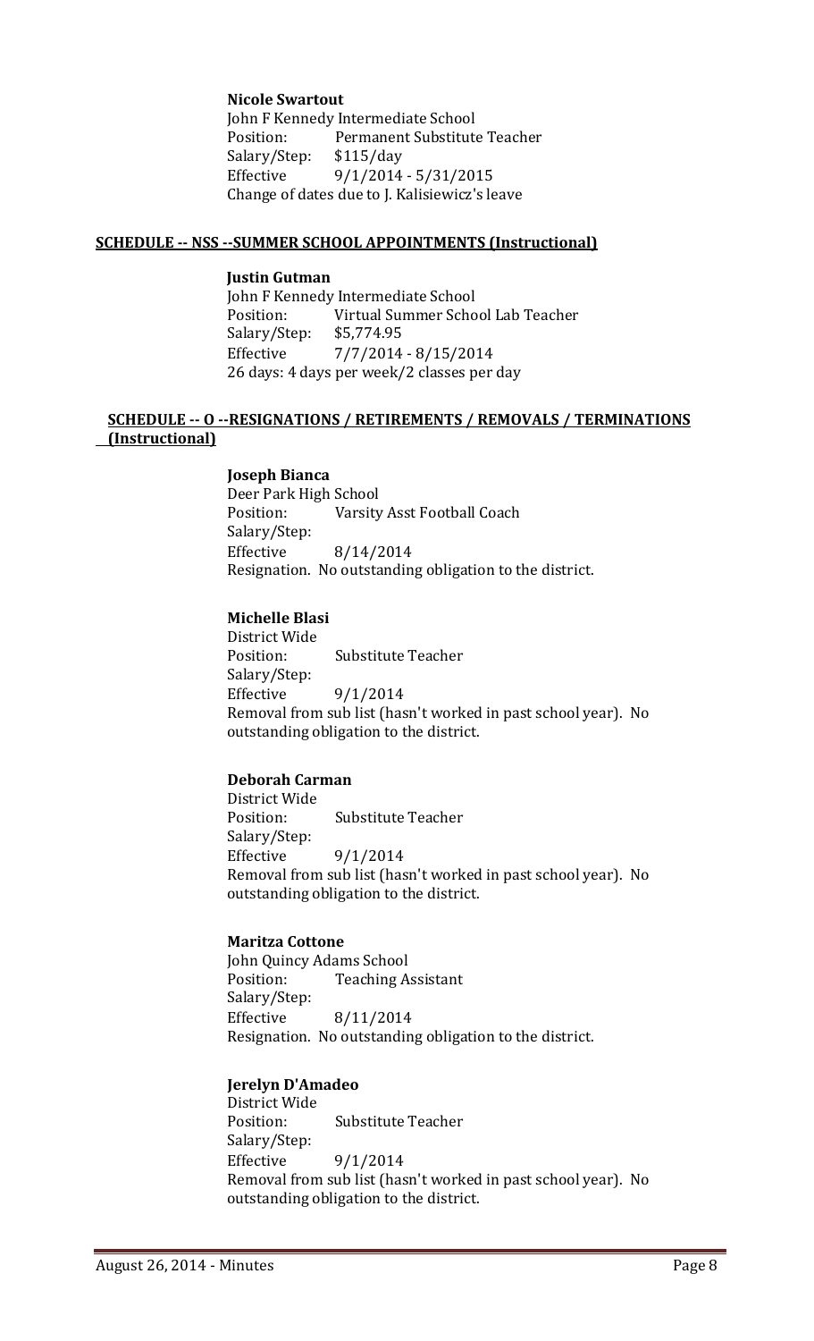**Nicole Swartout**
John F Kennedy Intermediate School
Position: Permanent Substitute Teacher
Salary/Step: $115/day
Effective 9/1/2014 - 5/31/2015
Change of dates due to J. Kalisiewicz's leave

**SCHEDULE -- NSS --SUMMER SCHOOL APPOINTMENTS (Instructional)**

**Justin Gutman**
John F Kennedy Intermediate School
Position: Virtual Summer School Lab Teacher
Salary/Step: $5,774.95
Effective 7/7/2014 - 8/15/2014
26 days: 4 days per week/2 classes per day

**SCHEDULE -- O --RESIGNATIONS / RETIREMENTS / REMOVALS / TERMINATIONS (Instructional)**

**Joseph Bianca**
Deer Park High School
Position: Varsity Asst Football Coach
Salary/Step:
Effective 8/14/2014
Resignation. No outstanding obligation to the district.

**Michelle Blasi**
District Wide
Position: Substitute Teacher
Salary/Step:
Effective 9/1/2014
Removal from sub list (hasn't worked in past school year). No outstanding obligation to the district.

**Deborah Carman**
District Wide
Position: Substitute Teacher
Salary/Step:
Effective 9/1/2014
Removal from sub list (hasn't worked in past school year). No outstanding obligation to the district.

**Maritza Cottone**
John Quincy Adams School
Position: Teaching Assistant
Salary/Step:
Effective 8/11/2014
Resignation. No outstanding obligation to the district.

**Jerelyn D'Amadeo**
District Wide
Position: Substitute Teacher
Salary/Step:
Effective 9/1/2014
Removal from sub list (hasn't worked in past school year). No outstanding obligation to the district.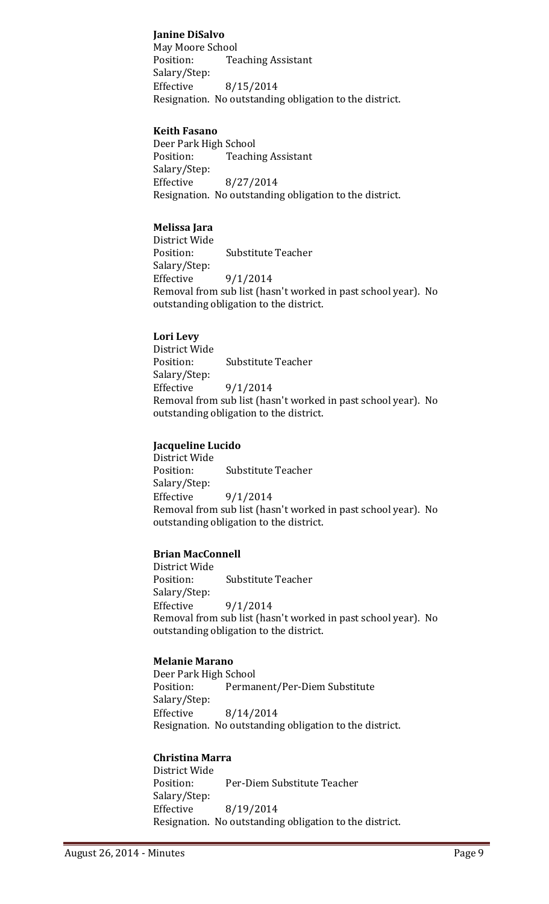**Janine DiSalvo**
May Moore School
Position: Teaching Assistant
Salary/Step:
Effective 8/15/2014
Resignation. No outstanding obligation to the district.

**Keith Fasano**
Deer Park High School
Position: Teaching Assistant
Salary/Step:
Effective 8/27/2014
Resignation. No outstanding obligation to the district.

**Melissa Jara**
District Wide
Position: Substitute Teacher
Salary/Step:
Effective 9/1/2014
Removal from sub list (hasn't worked in past school year). No outstanding obligation to the district.

**Lori Levy**
District Wide
Position: Substitute Teacher
Salary/Step:
Effective 9/1/2014
Removal from sub list (hasn't worked in past school year). No outstanding obligation to the district.

**Jacqueline Lucido**
District Wide
Position: Substitute Teacher
Salary/Step:
Effective 9/1/2014
Removal from sub list (hasn't worked in past school year). No outstanding obligation to the district.

**Brian MacConnell**
District Wide
Position: Substitute Teacher
Salary/Step:
Effective 9/1/2014
Removal from sub list (hasn't worked in past school year). No outstanding obligation to the district.

**Melanie Marano**
Deer Park High School
Position: Permanent/Per-Diem Substitute
Salary/Step:
Effective 8/14/2014
Resignation. No outstanding obligation to the district.

**Christina Marra**
District Wide
Position: Per-Diem Substitute Teacher
Salary/Step:
Effective 8/19/2014
Resignation. No outstanding obligation to the district.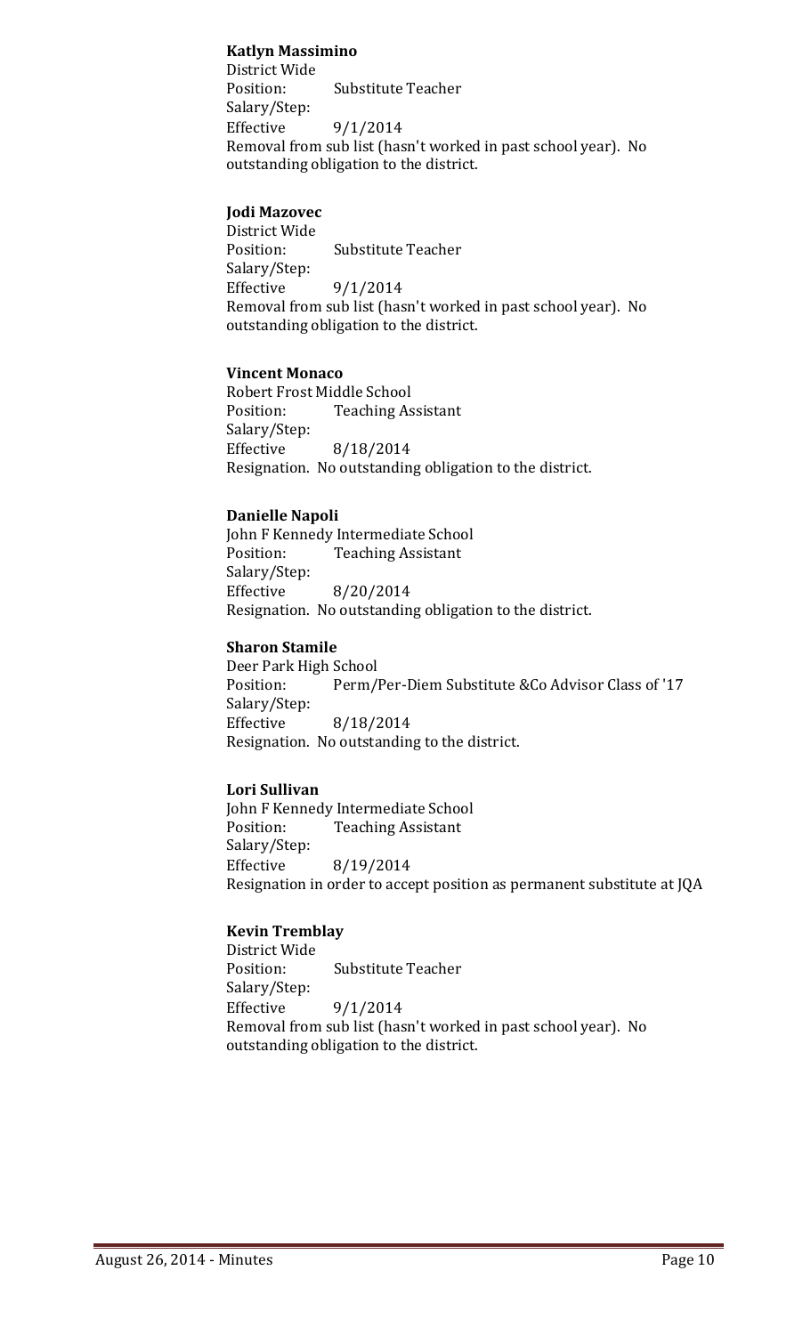**Katlyn Massimino**
District Wide
Position: Substitute Teacher
Salary/Step:
Effective 9/1/2014
Removal from sub list (hasn't worked in past school year). No outstanding obligation to the district.

**Jodi Mazovec**
District Wide
Position: Substitute Teacher
Salary/Step:
Effective 9/1/2014
Removal from sub list (hasn't worked in past school year). No outstanding obligation to the district.

**Vincent Monaco**
Robert Frost Middle School
Position: Teaching Assistant
Salary/Step:
Effective 8/18/2014
Resignation. No outstanding obligation to the district.

**Danielle Napoli**
John F Kennedy Intermediate School
Position: Teaching Assistant
Salary/Step:
Effective 8/20/2014
Resignation. No outstanding obligation to the district.

**Sharon Stamile**
Deer Park High School
Position: Perm/Per-Diem Substitute &Co Advisor Class of '17
Salary/Step:
Effective 8/18/2014
Resignation. No outstanding to the district.

**Lori Sullivan**
John F Kennedy Intermediate School
Position: Teaching Assistant
Salary/Step:
Effective 8/19/2014
Resignation in order to accept position as permanent substitute at JQA

**Kevin Tremblay**
District Wide
Position: Substitute Teacher
Salary/Step:
Effective 9/1/2014
Removal from sub list (hasn't worked in past school year). No outstanding obligation to the district.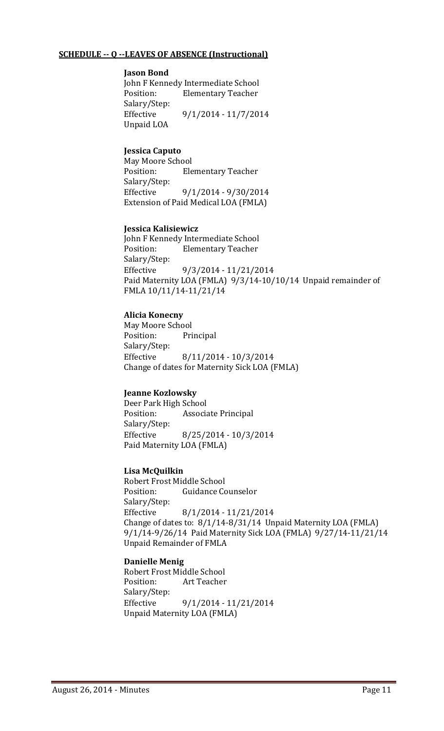**SCHEDULE -- Q --LEAVES OF ABSENCE (Instructional)**

**Jason Bond**
John F Kennedy Intermediate School
Position: Elementary Teacher
Salary/Step:
Effective 9/1/2014 - 11/7/2014
Unpaid LOA

**Jessica Caputo**
May Moore School
Position: Elementary Teacher
Salary/Step:
Effective 9/1/2014 - 9/30/2014
Extension of Paid Medical LOA (FMLA)

**Jessica Kalisiewicz**
John F Kennedy Intermediate School
Position: Elementary Teacher
Salary/Step:
Effective 9/3/2014 - 11/21/2014
Paid Maternity LOA (FMLA) 9/3/14-10/10/14 Unpaid remainder of FMLA 10/11/14-11/21/14

**Alicia Konecny**
May Moore School
Position: Principal
Salary/Step:
Effective 8/11/2014 - 10/3/2014
Change of dates for Maternity Sick LOA (FMLA)

**Jeanne Kozlowsky**
Deer Park High School
Position: Associate Principal
Salary/Step:
Effective 8/25/2014 - 10/3/2014
Paid Maternity LOA (FMLA)

**Lisa McQuilkin**
Robert Frost Middle School
Position: Guidance Counselor
Salary/Step:
Effective 8/1/2014 - 11/21/2014
Change of dates to: 8/1/14-8/31/14 Unpaid Maternity LOA (FMLA) 9/1/14-9/26/14 Paid Maternity Sick LOA (FMLA) 9/27/14-11/21/14 Unpaid Remainder of FMLA

**Danielle Menig**
Robert Frost Middle School
Position: Art Teacher
Salary/Step:
Effective 9/1/2014 - 11/21/2014
Unpaid Maternity LOA (FMLA)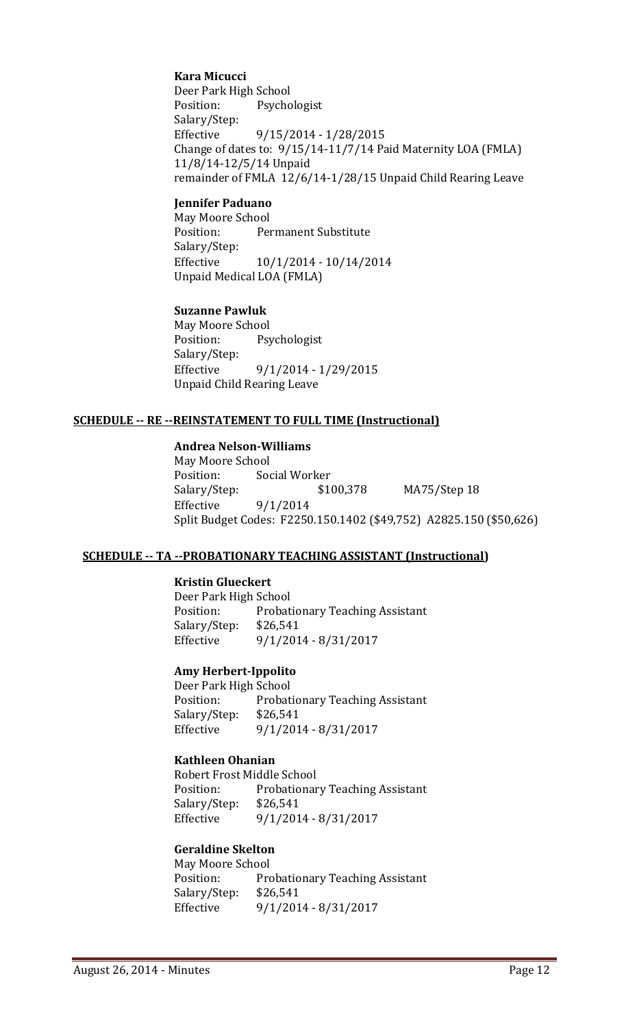**Kara Micucci**
Deer Park High School
Position: Psychologist
Salary/Step:
Effective 9/15/2014 - 1/28/2015
Change of dates to: 9/15/14-11/7/14 Paid Maternity LOA (FMLA)
11/8/14-12/5/14 Unpaid
remainder of FMLA 12/6/14-1/28/15 Unpaid Child Rearing Leave

**Jennifer Paduano**
May Moore School
Position: Permanent Substitute
Salary/Step:
Effective 10/1/2014 - 10/14/2014
Unpaid Medical LOA (FMLA)

**Suzanne Pawluk**
May Moore School
Position: Psychologist
Salary/Step:
Effective 9/1/2014 - 1/29/2015
Unpaid Child Rearing Leave

**SCHEDULE -- RE --REINSTATEMENT TO FULL TIME (Instructional)**

**Andrea Nelson-Williams**
May Moore School
Position: Social Worker
Salary/Step: $100,378 MA75/Step 18
Effective 9/1/2014
Split Budget Codes: F2250.150.1402 ($49,752) A2825.150 ($50,626)

**SCHEDULE -- TA --PROBATIONARY TEACHING ASSISTANT (Instructional)**

**Kristin Glueckert**
Deer Park High School
Position: Probationary Teaching Assistant
Salary/Step: $26,541
Effective 9/1/2014 - 8/31/2017

**Amy Herbert-Ippolito**
Deer Park High School
Position: Probationary Teaching Assistant
Salary/Step: $26,541
Effective 9/1/2014 - 8/31/2017

**Kathleen Ohanian**
Robert Frost Middle School
Position: Probationary Teaching Assistant
Salary/Step: $26,541
Effective 9/1/2014 - 8/31/2017

**Geraldine Skelton**
May Moore School
Position: Probationary Teaching Assistant
Salary/Step: $26,541
Effective 9/1/2014 - 8/31/2017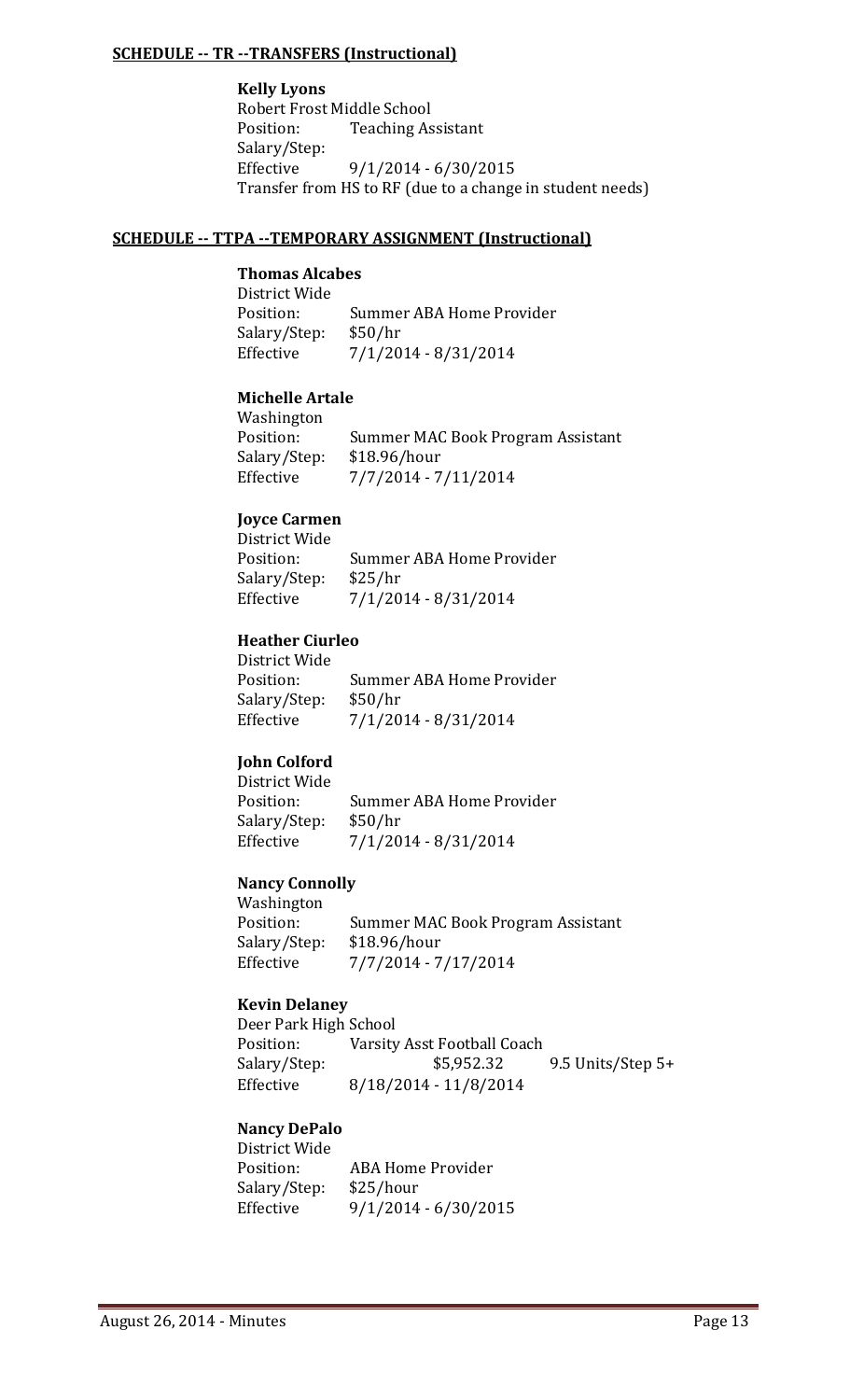**SCHEDULE -- TR --TRANSFERS (Instructional)**

**Kelly Lyons**
Robert Frost Middle School
Position: Teaching Assistant
Salary/Step:
Effective 9/1/2014 - 6/30/2015
Transfer from HS to RF (due to a change in student needs)

**SCHEDULE -- TTPA --TEMPORARY ASSIGNMENT (Instructional)**

**Thomas Alcabes**
District Wide
Position: Summer ABA Home Provider
Salary/Step: $50/hr
Effective 7/1/2014 - 8/31/2014

**Michelle Artale**
Washington
Position: Summer MAC Book Program Assistant
Salary/Step: $18.96/hour
Effective 7/7/2014 - 7/11/2014

**Joyce Carmen**
District Wide
Position: Summer ABA Home Provider
Salary/Step: $25/hr
Effective 7/1/2014 - 8/31/2014

**Heather Ciurleo**
District Wide
Position: Summer ABA Home Provider
Salary/Step: $50/hr
Effective 7/1/2014 - 8/31/2014

**John Colford**
District Wide
Position: Summer ABA Home Provider
Salary/Step: $50/hr
Effective 7/1/2014 - 8/31/2014

**Nancy Connolly**
Washington
Position: Summer MAC Book Program Assistant
Salary/Step: $18.96/hour
Effective 7/7/2014 - 7/17/2014

**Kevin Delaney**
Deer Park High School
Position: Varsity Asst Football Coach
Salary/Step: $5,952.32 9.5 Units/Step 5+
Effective 8/18/2014 - 11/8/2014

**Nancy DePalo**
District Wide
Position: ABA Home Provider
Salary/Step: $25/hour
Effective 9/1/2014 - 6/30/2015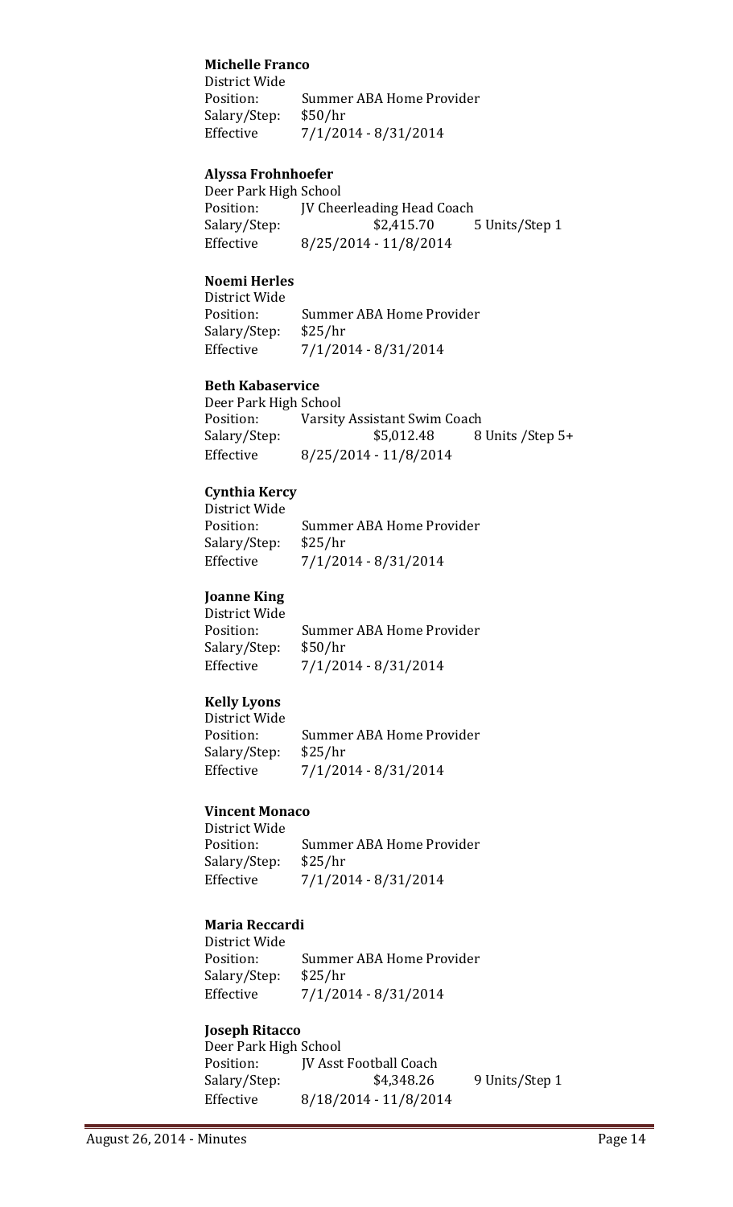**Michelle Franco**
District Wide
Position: Summer ABA Home Provider
Salary/Step: $50/hr
Effective 7/1/2014 - 8/31/2014

**Alyssa Frohnhoefer**
Deer Park High School
Position: JV Cheerleading Head Coach
Salary/Step: $2,415.70 5 Units/Step 1
Effective 8/25/2014 - 11/8/2014

**Noemi Herles**
District Wide
Position: Summer ABA Home Provider
Salary/Step: $25/hr
Effective 7/1/2014 - 8/31/2014

**Beth Kabaservice**
Deer Park High School
Position: Varsity Assistant Swim Coach
Salary/Step: $5,012.48 8 Units /Step 5+
Effective 8/25/2014 - 11/8/2014

**Cynthia Kercy**
District Wide
Position: Summer ABA Home Provider
Salary/Step: $25/hr
Effective 7/1/2014 - 8/31/2014

**Joanne King**
District Wide
Position: Summer ABA Home Provider
Salary/Step: $50/hr
Effective 7/1/2014 - 8/31/2014

**Kelly Lyons**
District Wide
Position: Summer ABA Home Provider
Salary/Step: $25/hr
Effective 7/1/2014 - 8/31/2014

**Vincent Monaco**
District Wide
Position: Summer ABA Home Provider
Salary/Step: $25/hr
Effective 7/1/2014 - 8/31/2014

**Maria Reccardi**
District Wide
Position: Summer ABA Home Provider
Salary/Step: $25/hr
Effective 7/1/2014 - 8/31/2014

**Joseph Ritacco**
Deer Park High School
Position: JV Asst Football Coach
Salary/Step: $4,348.26 9 Units/Step 1
Effective 8/18/2014 - 11/8/2014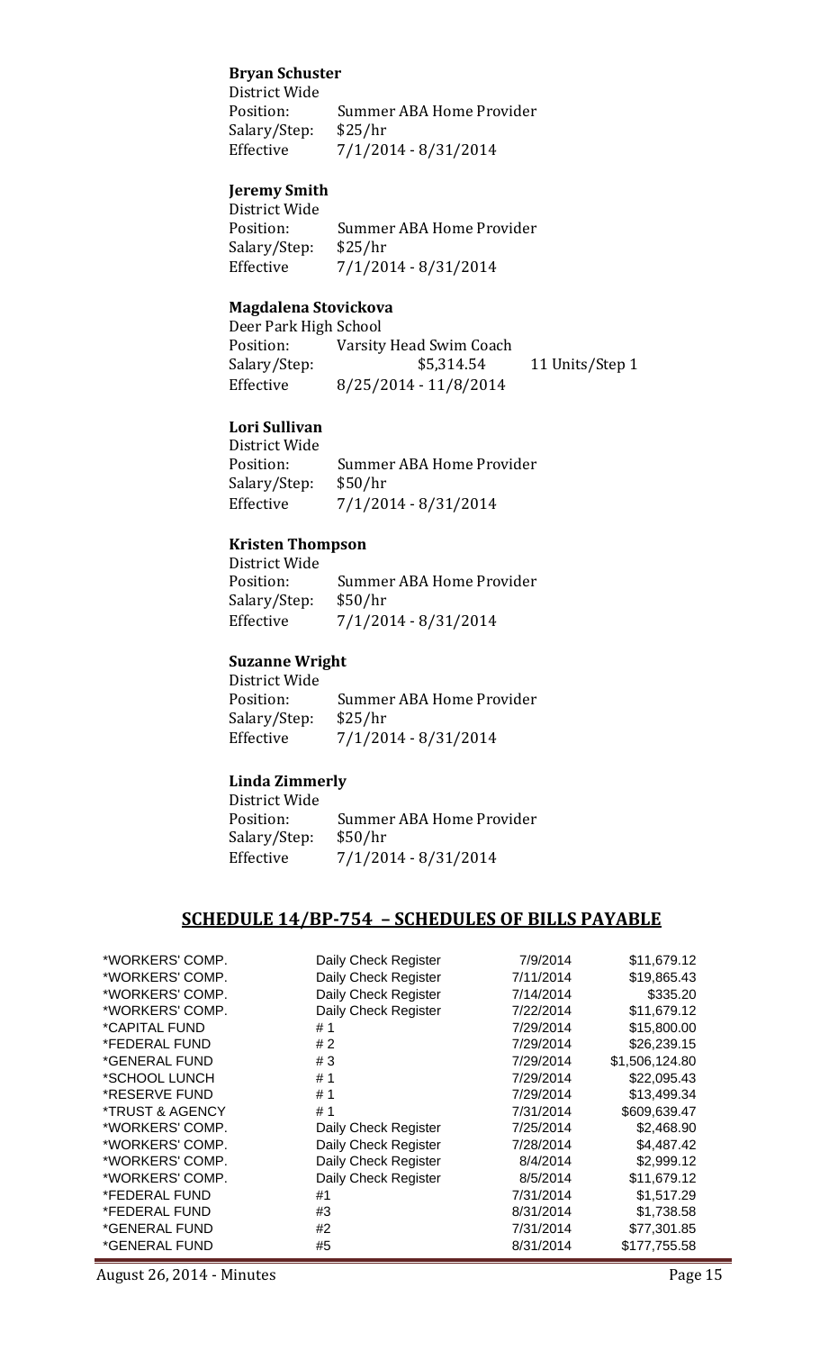**Bryan Schuster**

District Wide

Position: Summer ABA Home Provider

Salary/Step: $25/hr

Effective 7/1/2014 - 8/31/2014

**Jeremy Smith**

District Wide

Position: Summer ABA Home Provider

Salary/Step: $25/hr

Effective 7/1/2014 - 8/31/2014

**Magdalena Stovickova**

Deer Park High School

Position: Varsity Head Swim Coach

Salary/Step: $5,314.54 11 Units/Step 1

Effective 8/25/2014 - 11/8/2014

**Lori Sullivan**

District Wide

Position: Summer ABA Home Provider

Salary/Step: $50/hr

Effective 7/1/2014 - 8/31/2014

**Kristen Thompson**

District Wide

Position: Summer ABA Home Provider

Salary/Step: $50/hr

Effective 7/1/2014 - 8/31/2014

**Suzanne Wright**

District Wide

Position: Summer ABA Home Provider

Salary/Step: $25/hr

Effective 7/1/2014 - 8/31/2014

**Linda Zimmerly**

District Wide

Position: Summer ABA Home Provider

Salary/Step: $50/hr

Effective 7/1/2014 - 8/31/2014

## SCHEDULE 14/BP-754 – SCHEDULES OF BILLS PAYABLE

| | | | |
|---|---|---|---|
| *WORKERS' COMP. | Daily Check Register | 7/9/2014 | $11,679.12 |
| *WORKERS' COMP. | Daily Check Register | 7/11/2014 | $19,865.43 |
| *WORKERS' COMP. | Daily Check Register | 7/14/2014 | $335.20 |
| *WORKERS' COMP. | Daily Check Register | 7/22/2014 | $11,679.12 |
| *CAPITAL FUND | # 1 | 7/29/2014 | $15,800.00 |
| *FEDERAL FUND | # 2 | 7/29/2014 | $26,239.15 |
| *GENERAL FUND | # 3 | 7/29/2014 | $1,506,124.80 |
| *SCHOOL LUNCH | # 1 | 7/29/2014 | $22,095.43 |
| *RESERVE FUND | # 1 | 7/29/2014 | $13,499.34 |
| *TRUST & AGENCY | # 1 | 7/31/2014 | $609,639.47 |
| *WORKERS' COMP. | Daily Check Register | 7/25/2014 | $2,468.90 |
| *WORKERS' COMP. | Daily Check Register | 7/28/2014 | $4,487.42 |
| *WORKERS' COMP. | Daily Check Register | 8/4/2014 | $2,999.12 |
| *WORKERS' COMP. | Daily Check Register | 8/5/2014 | $11,679.12 |
| *FEDERAL FUND | #1 | 7/31/2014 | $1,517.29 |
| *FEDERAL FUND | #3 | 8/31/2014 | $1,738.58 |
| *GENERAL FUND | #2 | 7/31/2014 | $77,301.85 |
| *GENERAL FUND | #5 | 8/31/2014 | $177,755.58 |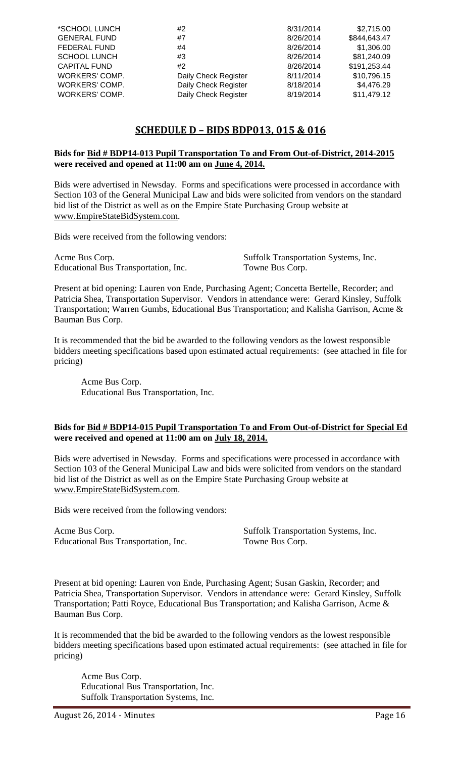| | | | |
|---|---|---|---|
| *SCHOOL LUNCH | #2 | 8/31/2014 | $2,715.00 |
| GENERAL FUND | #7 | 8/26/2014 | $844,643.47 |
| FEDERAL FUND | #4 | 8/26/2014 | $1,306.00 |
| SCHOOL LUNCH | #3 | 8/26/2014 | $81,240.09 |
| CAPITAL FUND | #2 | 8/26/2014 | $191,253.44 |
| WORKERS' COMP. | Daily Check Register | 8/11/2014 | $10,796.15 |
| WORKERS' COMP. | Daily Check Register | 8/18/2014 | $4,476.29 |
| WORKERS' COMP. | Daily Check Register | 8/19/2014 | $11,479.12 |

## SCHEDULE D – BIDS BDP013, 015 & 016

**Bids for Bid # BDP14-013 Pupil Transportation To and From Out-of-District, 2014-2015 were received and opened at 11:00 am on June 4, 2014.**

Bids were advertised in Newsday. Forms and specifications were processed in accordance with Section 103 of the General Municipal Law and bids were solicited from vendors on the standard bid list of the District as well as on the Empire State Purchasing Group website at www.EmpireStateBidSystem.com.

Bids were received from the following vendors:

Acme Bus Corp.
Educational Bus Transportation, Inc.
Suffolk Transportation Systems, Inc.
Towne Bus Corp.

Present at bid opening: Lauren von Ende, Purchasing Agent; Concetta Bertelle, Recorder; and Patricia Shea, Transportation Supervisor. Vendors in attendance were: Gerard Kinsley, Suffolk Transportation; Warren Gumbs, Educational Bus Transportation; and Kalisha Garrison, Acme & Bauman Bus Corp.

It is recommended that the bid be awarded to the following vendors as the lowest responsible bidders meeting specifications based upon estimated actual requirements: (see attached in file for pricing)

Acme Bus Corp.
Educational Bus Transportation, Inc.

**Bids for Bid # BDP14-015 Pupil Transportation To and From Out-of-District for Special Ed were received and opened at 11:00 am on July 18, 2014.**

Bids were advertised in Newsday. Forms and specifications were processed in accordance with Section 103 of the General Municipal Law and bids were solicited from vendors on the standard bid list of the District as well as on the Empire State Purchasing Group website at www.EmpireStateBidSystem.com.

Bids were received from the following vendors:

Acme Bus Corp.
Educational Bus Transportation, Inc.
Suffolk Transportation Systems, Inc.
Towne Bus Corp.

Present at bid opening: Lauren von Ende, Purchasing Agent; Susan Gaskin, Recorder; and Patricia Shea, Transportation Supervisor. Vendors in attendance were: Gerard Kinsley, Suffolk Transportation; Patti Royce, Educational Bus Transportation; and Kalisha Garrison, Acme & Bauman Bus Corp.

It is recommended that the bid be awarded to the following vendors as the lowest responsible bidders meeting specifications based upon estimated actual requirements: (see attached in file for pricing)

Acme Bus Corp.
Educational Bus Transportation, Inc.
Suffolk Transportation Systems, Inc.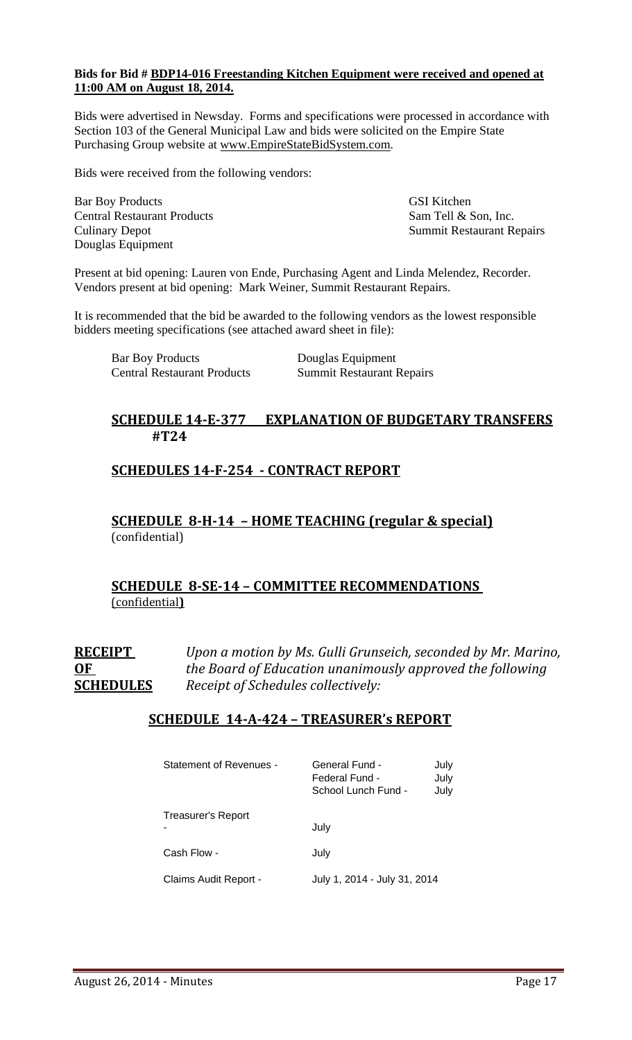**Bids for Bid # BDP14-016 Freestanding Kitchen Equipment were received and opened at 11:00 AM on August 18, 2014.**

Bids were advertised in Newsday. Forms and specifications were processed in accordance with Section 103 of the General Municipal Law and bids were solicited on the Empire State Purchasing Group website at www.EmpireStateBidSystem.com.

Bids were received from the following vendors:

Bar Boy Products
Central Restaurant Products
Culinary Depot
Douglas Equipment
GSI Kitchen
Sam Tell & Son, Inc.
Summit Restaurant Repairs

Present at bid opening: Lauren von Ende, Purchasing Agent and Linda Melendez, Recorder. Vendors present at bid opening: Mark Weiner, Summit Restaurant Repairs.

It is recommended that the bid be awarded to the following vendors as the lowest responsible bidders meeting specifications (see attached award sheet in file):

Bar Boy Products
Central Restaurant Products
Douglas Equipment
Summit Restaurant Repairs

## SCHEDULE 14-E-377 EXPLANATION OF BUDGETARY TRANSFERS #T24

## SCHEDULES 14-F-254 - CONTRACT REPORT

## SCHEDULE 8-H-14 – HOME TEACHING (regular & special)
(confidential)

## SCHEDULE 8-SE-14 – COMMITTEE RECOMMENDATIONS
(confidential)

**RECEIPT OF SCHEDULES** *Upon a motion by Ms. Gulli Grunseich, seconded by Mr. Marino, the Board of Education unanimously approved the following Receipt of Schedules collectively:*

## SCHEDULE 14-A-424 – TREASURER's REPORT

| | | |
|---|---|---|
| Statement of Revenues - | General Fund - | July |
| | Federal Fund - | July |
| | School Lunch Fund - | July |
| Treasurer's Report - | July | |
| Cash Flow - | July | |
| Claims Audit Report - | July 1, 2014 - July 31, 2014 | |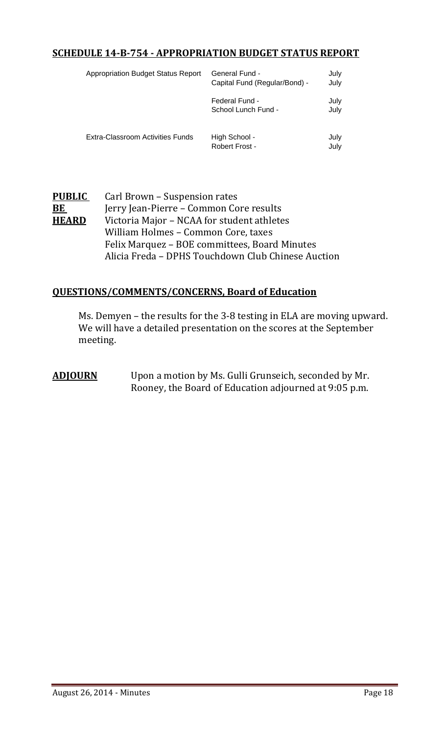## SCHEDULE 14-B-754 - APPROPRIATION BUDGET STATUS REPORT

| | | |
|---|---|---|
| Appropriation Budget Status Report | General Fund - | July |
| | Capital Fund (Regular/Bond) - | July |
| | Federal Fund - | July |
| | School Lunch Fund - | July |
| Extra-Classroom Activities Funds | High School - | July |
| | Robert Frost - | July |

**PUBLIC BE HEARD**

Carl Brown – Suspension rates
Jerry Jean-Pierre – Common Core results
Victoria Major – NCAA for student athletes
William Holmes – Common Core, taxes
Felix Marquez – BOE committees, Board Minutes
Alicia Freda – DPHS Touchdown Club Chinese Auction

## QUESTIONS/COMMENTS/CONCERNS, Board of Education

Ms. Demyen – the results for the 3-8 testing in ELA are moving upward. We will have a detailed presentation on the scores at the September meeting.

**ADJOURN** Upon a motion by Ms. Gulli Grunseich, seconded by Mr. Rooney, the Board of Education adjourned at 9:05 p.m.